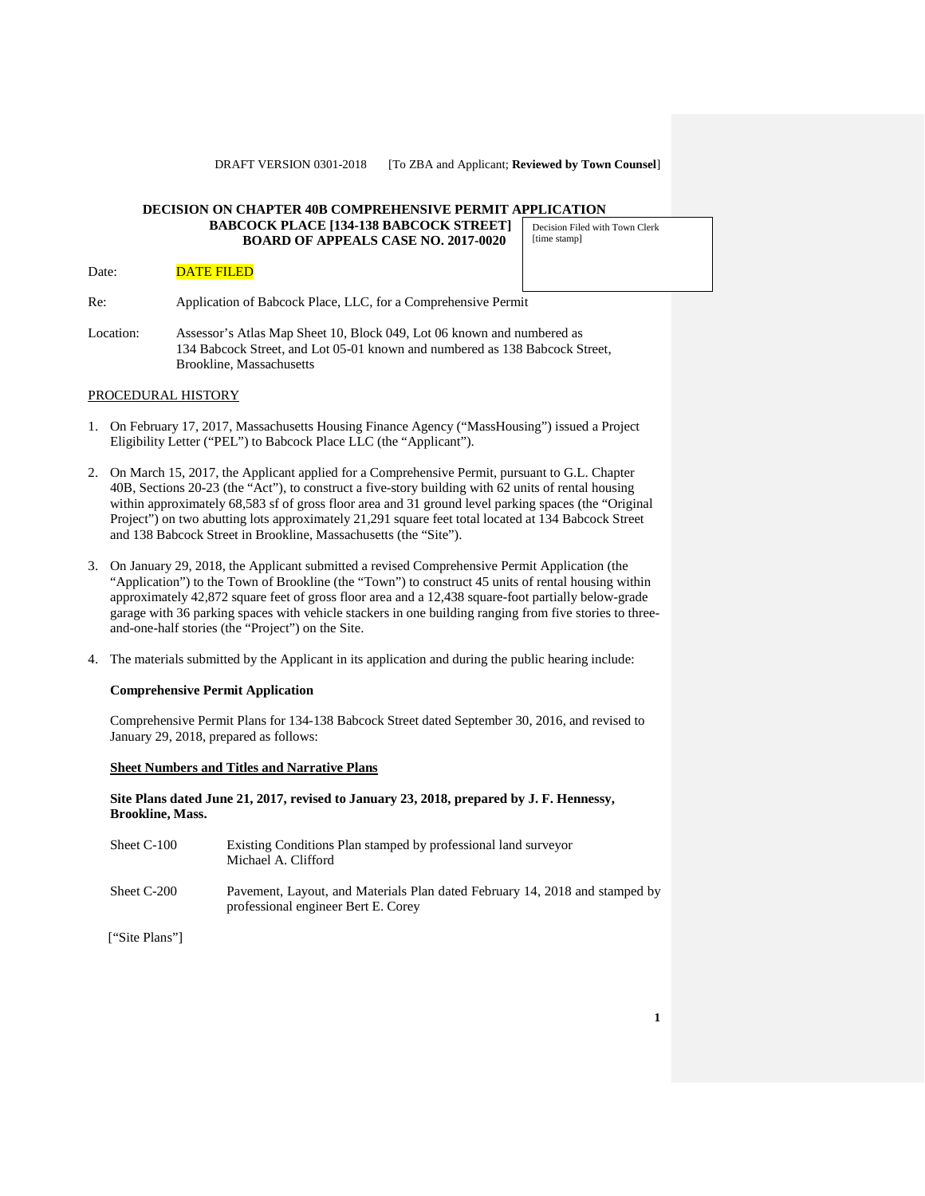DRAFT VERSION 0301-2018 [To ZBA and Applicant; **Reviewed by Town Counsel**]

**DECISION ON CHAPTER 40B COMPREHENSIVE PERMIT APPLICATION**
**BABCOCK PLACE [134-138 BABCOCK STREET]**
**BOARD OF APPEALS CASE NO. 2017-0020**

Decision Filed with Town Clerk
[time stamp]

Date: DATE FILED

Re: Application of Babcock Place, LLC, for a Comprehensive Permit

Location: Assessor's Atlas Map Sheet 10, Block 049, Lot 06 known and numbered as 134 Babcock Street, and Lot 05-01 known and numbered as 138 Babcock Street, Brookline, Massachusetts

PROCEDURAL HISTORY

1. On February 17, 2017, Massachusetts Housing Finance Agency ("MassHousing") issued a Project Eligibility Letter ("PEL") to Babcock Place LLC (the "Applicant").

2. On March 15, 2017, the Applicant applied for a Comprehensive Permit, pursuant to G.L. Chapter 40B, Sections 20-23 (the "Act"), to construct a five-story building with 62 units of rental housing within approximately 68,583 sf of gross floor area and 31 ground level parking spaces (the "Original Project") on two abutting lots approximately 21,291 square feet total located at 134 Babcock Street and 138 Babcock Street in Brookline, Massachusetts (the "Site").

3. On January 29, 2018, the Applicant submitted a revised Comprehensive Permit Application (the "Application") to the Town of Brookline (the "Town") to construct 45 units of rental housing within approximately 42,872 square feet of gross floor area and a 12,438 square-foot partially below-grade garage with 36 parking spaces with vehicle stackers in one building ranging from five stories to three-and-one-half stories (the "Project") on the Site.

4. The materials submitted by the Applicant in its application and during the public hearing include:

**Comprehensive Permit Application**

Comprehensive Permit Plans for 134-138 Babcock Street dated September 30, 2016, and revised to January 29, 2018, prepared as follows:

**Sheet Numbers and Titles and Narrative Plans**

**Site Plans dated June 21, 2017, revised to January 23, 2018, prepared by J. F. Hennessy, Brookline, Mass.**

Sheet C-100 Existing Conditions Plan stamped by professional land surveyor Michael A. Clifford

Sheet C-200 Pavement, Layout, and Materials Plan dated February 14, 2018 and stamped by professional engineer Bert E. Corey

["Site Plans"]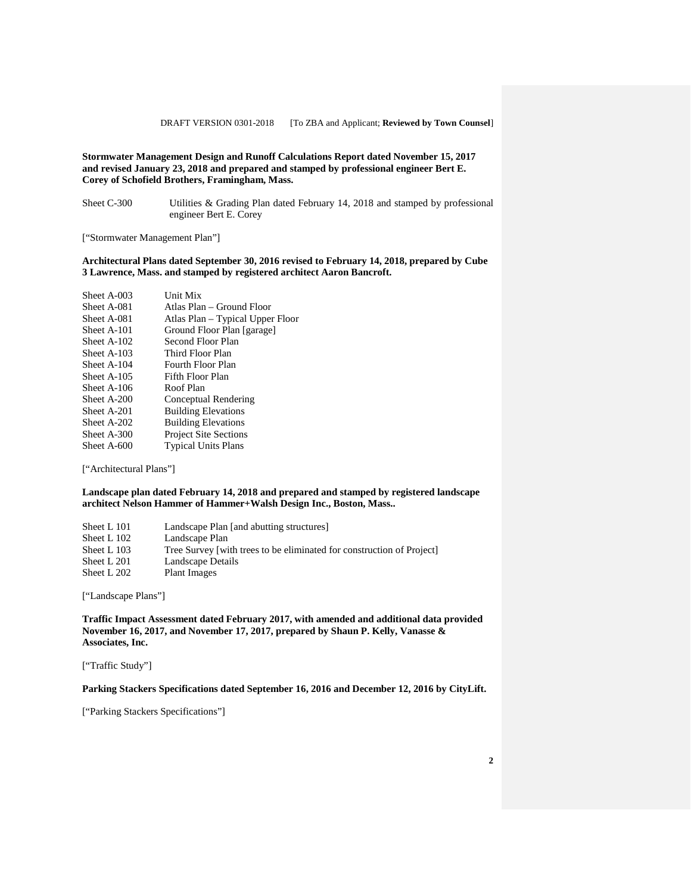**Stormwater Management Design and Runoff Calculations Report dated November 15, 2017 and revised January 23, 2018 and prepared and stamped by professional engineer Bert E. Corey of Schofield Brothers, Framingham, Mass.**

Sheet C-300 Utilities & Grading Plan dated February 14, 2018 and stamped by professional engineer Bert E. Corey

["Stormwater Management Plan"]

**Architectural Plans dated September 30, 2016 revised to February 14, 2018, prepared by Cube 3 Lawrence, Mass. and stamped by registered architect Aaron Bancroft.**

Sheet A-003 Unit Mix
Sheet A-081 Atlas Plan – Ground Floor
Sheet A-081 Atlas Plan – Typical Upper Floor
Sheet A-101 Ground Floor Plan [garage]
Sheet A-102 Second Floor Plan
Sheet A-103 Third Floor Plan
Sheet A-104 Fourth Floor Plan
Sheet A-105 Fifth Floor Plan
Sheet A-106 Roof Plan
Sheet A-200 Conceptual Rendering
Sheet A-201 Building Elevations
Sheet A-202 Building Elevations
Sheet A-300 Project Site Sections
Sheet A-600 Typical Units Plans

["Architectural Plans"]

**Landscape plan dated February 14, 2018 and prepared and stamped by registered landscape architect Nelson Hammer of Hammer+Walsh Design Inc., Boston, Mass..**

Sheet L 101 Landscape Plan [and abutting structures]
Sheet L 102 Landscape Plan
Sheet L 103 Tree Survey [with trees to be eliminated for construction of Project]
Sheet L 201 Landscape Details
Sheet L 202 Plant Images

["Landscape Plans"]

**Traffic Impact Assessment dated February 2017, with amended and additional data provided November 16, 2017, and November 17, 2017, prepared by Shaun P. Kelly, Vanasse & Associates, Inc.**

["Traffic Study"]

**Parking Stackers Specifications dated September 16, 2016 and December 12, 2016 by CityLift.**

["Parking Stackers Specifications"]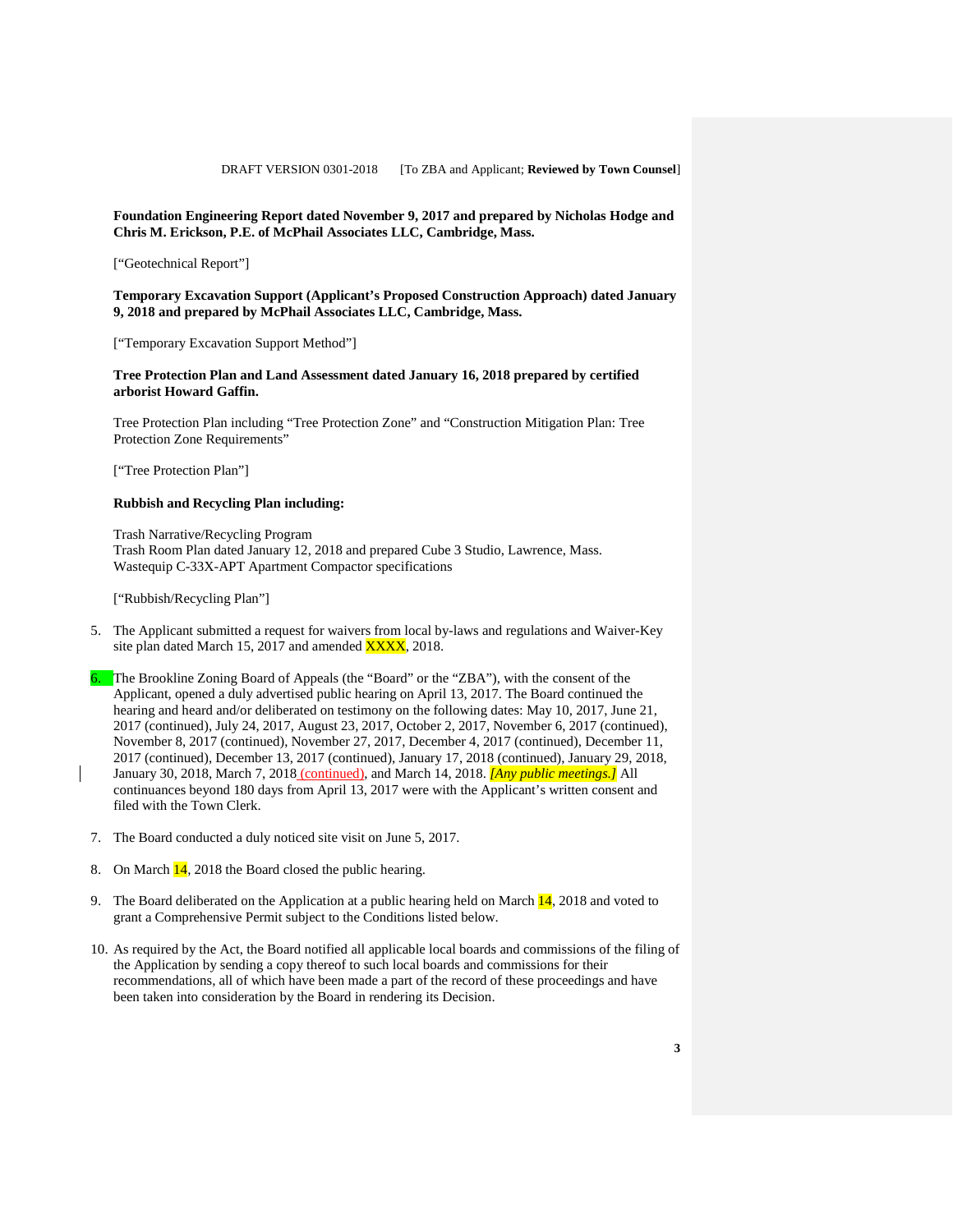DRAFT VERSION 0301-2018 [To ZBA and Applicant; **Reviewed by Town Counsel**]

**Foundation Engineering Report dated November 9, 2017 and prepared by Nicholas Hodge and Chris M. Erickson, P.E. of McPhail Associates LLC, Cambridge, Mass.**

["Geotechnical Report"]

**Temporary Excavation Support (Applicant's Proposed Construction Approach) dated January 9, 2018 and prepared by McPhail Associates LLC, Cambridge, Mass.**

["Temporary Excavation Support Method"]

**Tree Protection Plan and Land Assessment dated January 16, 2018 prepared by certified arborist Howard Gaffin.**

Tree Protection Plan including "Tree Protection Zone" and "Construction Mitigation Plan: Tree Protection Zone Requirements"

["Tree Protection Plan"]

**Rubbish and Recycling Plan including:**

Trash Narrative/Recycling Program
Trash Room Plan dated January 12, 2018 and prepared Cube 3 Studio, Lawrence, Mass.
Wastequip C-33X-APT Apartment Compactor specifications

["Rubbish/Recycling Plan"]

5. The Applicant submitted a request for waivers from local by-laws and regulations and Waiver-Key site plan dated March 15, 2017 and amended XXXX, 2018.

6. The Brookline Zoning Board of Appeals (the "Board" or the "ZBA"), with the consent of the Applicant, opened a duly advertised public hearing on April 13, 2017. The Board continued the hearing and heard and/or deliberated on testimony on the following dates: May 10, 2017, June 21, 2017 (continued), July 24, 2017, August 23, 2017, October 2, 2017, November 6, 2017 (continued), November 8, 2017 (continued), November 27, 2017, December 4, 2017 (continued), December 11, 2017 (continued), December 13, 2017 (continued), January 17, 2018 (continued), January 29, 2018, January 30, 2018, March 7, 2018 (continued), and March 14, 2018. *[Any public meetings.]* All continuances beyond 180 days from April 13, 2017 were with the Applicant's written consent and filed with the Town Clerk.

7. The Board conducted a duly noticed site visit on June 5, 2017.

8. On March 14, 2018 the Board closed the public hearing.

9. The Board deliberated on the Application at a public hearing held on March 14, 2018 and voted to grant a Comprehensive Permit subject to the Conditions listed below.

10. As required by the Act, the Board notified all applicable local boards and commissions of the filing of the Application by sending a copy thereof to such local boards and commissions for their recommendations, all of which have been made a part of the record of these proceedings and have been taken into consideration by the Board in rendering its Decision.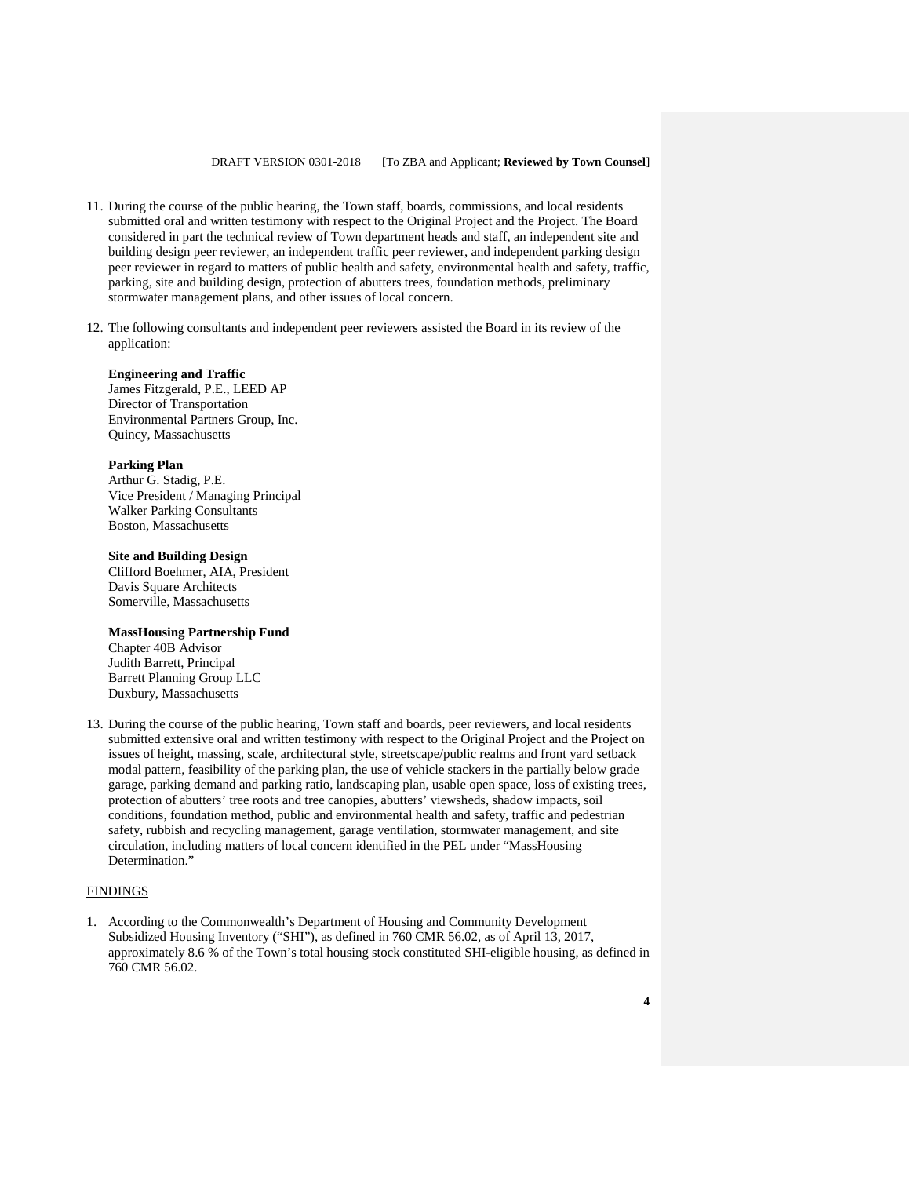11. During the course of the public hearing, the Town staff, boards, commissions, and local residents submitted oral and written testimony with respect to the Original Project and the Project. The Board considered in part the technical review of Town department heads and staff, an independent site and building design peer reviewer, an independent traffic peer reviewer, and independent parking design peer reviewer in regard to matters of public health and safety, environmental health and safety, traffic, parking, site and building design, protection of abutters trees, foundation methods, preliminary stormwater management plans, and other issues of local concern.

12. The following consultants and independent peer reviewers assisted the Board in its review of the application:

    **Engineering and Traffic**
    James Fitzgerald, P.E., LEED AP
    Director of Transportation
    Environmental Partners Group, Inc.
    Quincy, Massachusetts

    **Parking Plan**
    Arthur G. Stadig, P.E.
    Vice President / Managing Principal
    Walker Parking Consultants
    Boston, Massachusetts

    **Site and Building Design**
    Clifford Boehmer, AIA, President
    Davis Square Architects
    Somerville, Massachusetts

    **MassHousing Partnership Fund**
    Chapter 40B Advisor
    Judith Barrett, Principal
    Barrett Planning Group LLC
    Duxbury, Massachusetts

13. During the course of the public hearing, Town staff and boards, peer reviewers, and local residents submitted extensive oral and written testimony with respect to the Original Project and the Project on issues of height, massing, scale, architectural style, streetscape/public realms and front yard setback modal pattern, feasibility of the parking plan, the use of vehicle stackers in the partially below grade garage, parking demand and parking ratio, landscaping plan, usable open space, loss of existing trees, protection of abutters' tree roots and tree canopies, abutters' viewsheds, shadow impacts, soil conditions, foundation method, public and environmental health and safety, traffic and pedestrian safety, rubbish and recycling management, garage ventilation, stormwater management, and site circulation, including matters of local concern identified in the PEL under "MassHousing Determination."

<u>FINDINGS</u>

1. According to the Commonwealth's Department of Housing and Community Development Subsidized Housing Inventory ("SHI"), as defined in 760 CMR 56.02, as of April 13, 2017, approximately 8.6 % of the Town's total housing stock constituted SHI-eligible housing, as defined in 760 CMR 56.02.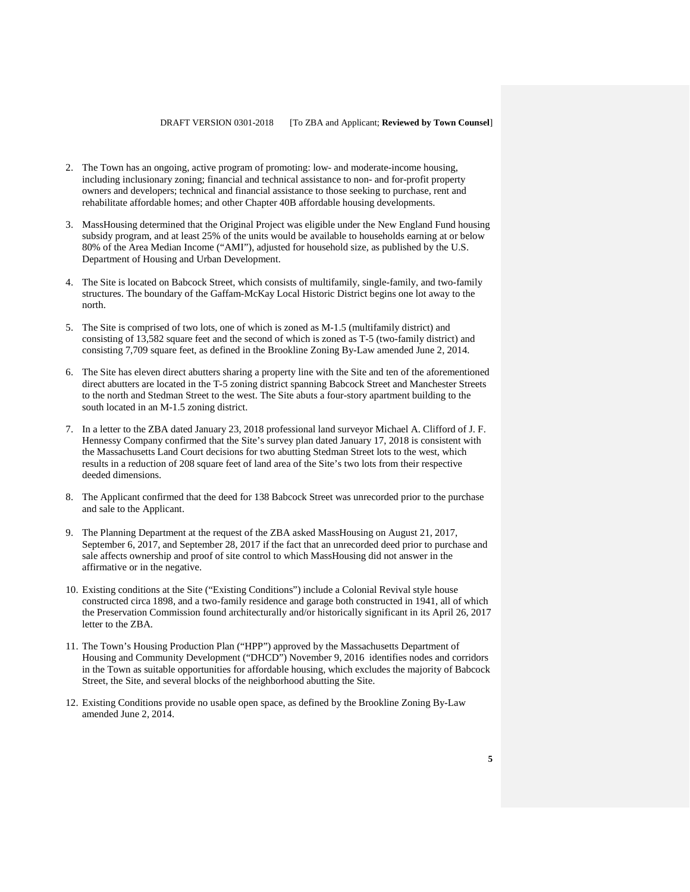2. The Town has an ongoing, active program of promoting: low- and moderate-income housing, including inclusionary zoning; financial and technical assistance to non- and for-profit property owners and developers; technical and financial assistance to those seeking to purchase, rent and rehabilitate affordable homes; and other Chapter 40B affordable housing developments.

3. MassHousing determined that the Original Project was eligible under the New England Fund housing subsidy program, and at least 25% of the units would be available to households earning at or below 80% of the Area Median Income ("AMI"), adjusted for household size, as published by the U.S. Department of Housing and Urban Development.

4. The Site is located on Babcock Street, which consists of multifamily, single-family, and two-family structures. The boundary of the Gaffam-McKay Local Historic District begins one lot away to the north.

5. The Site is comprised of two lots, one of which is zoned as M-1.5 (multifamily district) and consisting of 13,582 square feet and the second of which is zoned as T-5 (two-family district) and consisting 7,709 square feet, as defined in the Brookline Zoning By-Law amended June 2, 2014.

6. The Site has eleven direct abutters sharing a property line with the Site and ten of the aforementioned direct abutters are located in the T-5 zoning district spanning Babcock Street and Manchester Streets to the north and Stedman Street to the west. The Site abuts a four-story apartment building to the south located in an M-1.5 zoning district.

7. In a letter to the ZBA dated January 23, 2018 professional land surveyor Michael A. Clifford of J. F. Hennessy Company confirmed that the Site's survey plan dated January 17, 2018 is consistent with the Massachusetts Land Court decisions for two abutting Stedman Street lots to the west, which results in a reduction of 208 square feet of land area of the Site's two lots from their respective deeded dimensions.

8. The Applicant confirmed that the deed for 138 Babcock Street was unrecorded prior to the purchase and sale to the Applicant.

9. The Planning Department at the request of the ZBA asked MassHousing on August 21, 2017, September 6, 2017, and September 28, 2017 if the fact that an unrecorded deed prior to purchase and sale affects ownership and proof of site control to which MassHousing did not answer in the affirmative or in the negative.

10. Existing conditions at the Site ("Existing Conditions") include a Colonial Revival style house constructed circa 1898, and a two-family residence and garage both constructed in 1941, all of which the Preservation Commission found architecturally and/or historically significant in its April 26, 2017 letter to the ZBA.

11. The Town's Housing Production Plan ("HPP") approved by the Massachusetts Department of Housing and Community Development ("DHCD") November 9, 2016 identifies nodes and corridors in the Town as suitable opportunities for affordable housing, which excludes the majority of Babcock Street, the Site, and several blocks of the neighborhood abutting the Site.

12. Existing Conditions provide no usable open space, as defined by the Brookline Zoning By-Law amended June 2, 2014.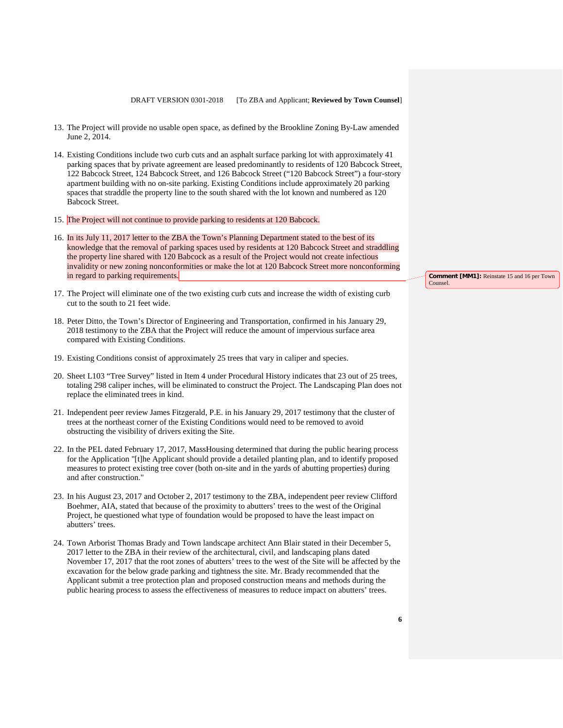DRAFT VERSION 0301-2018 [To ZBA and Applicant; **Reviewed by Town Counsel**]

13. The Project will provide no usable open space, as defined by the Brookline Zoning By-Law amended June 2, 2014.

14. Existing Conditions include two curb cuts and an asphalt surface parking lot with approximately 41 parking spaces that by private agreement are leased predominantly to residents of 120 Babcock Street, 122 Babcock Street, 124 Babcock Street, and 126 Babcock Street ("120 Babcock Street") a four-story apartment building with no on-site parking. Existing Conditions include approximately 20 parking spaces that straddle the property line to the south shared with the lot known and numbered as 120 Babcock Street.

15. The Project will not continue to provide parking to residents at 120 Babcock.

16. In its July 11, 2017 letter to the ZBA the Town's Planning Department stated to the best of its knowledge that the removal of parking spaces used by residents at 120 Babcock Street and straddling the property line shared with 120 Babcock as a result of the Project would not create infectious invalidity or new zoning nonconformities or make the lot at 120 Babcock Street more nonconforming in regard to parking requirements.

**Comment [MM1]:** Reinstate 15 and 16 per Town Counsel.

17. The Project will eliminate one of the two existing curb cuts and increase the width of existing curb cut to the south to 21 feet wide.

18. Peter Ditto, the Town's Director of Engineering and Transportation, confirmed in his January 29, 2018 testimony to the ZBA that the Project will reduce the amount of impervious surface area compared with Existing Conditions.

19. Existing Conditions consist of approximately 25 trees that vary in caliper and species.

20. Sheet L103 "Tree Survey" listed in Item 4 under Procedural History indicates that 23 out of 25 trees, totaling 298 caliper inches, will be eliminated to construct the Project. The Landscaping Plan does not replace the eliminated trees in kind.

21. Independent peer review James Fitzgerald, P.E. in his January 29, 2017 testimony that the cluster of trees at the northeast corner of the Existing Conditions would need to be removed to avoid obstructing the visibility of drivers exiting the Site.

22. In the PEL dated February 17, 2017, MassHousing determined that during the public hearing process for the Application "[t]he Applicant should provide a detailed planting plan, and to identify proposed measures to protect existing tree cover (both on-site and in the yards of abutting properties) during and after construction."

23. In his August 23, 2017 and October 2, 2017 testimony to the ZBA, independent peer review Clifford Boehmer, AIA, stated that because of the proximity to abutters' trees to the west of the Original Project, he questioned what type of foundation would be proposed to have the least impact on abutters' trees.

24. Town Arborist Thomas Brady and Town landscape architect Ann Blair stated in their December 5, 2017 letter to the ZBA in their review of the architectural, civil, and landscaping plans dated November 17, 2017 that the root zones of abutters' trees to the west of the Site will be affected by the excavation for the below grade parking and tightness the site. Mr. Brady recommended that the Applicant submit a tree protection plan and proposed construction means and methods during the public hearing process to assess the effectiveness of measures to reduce impact on abutters' trees.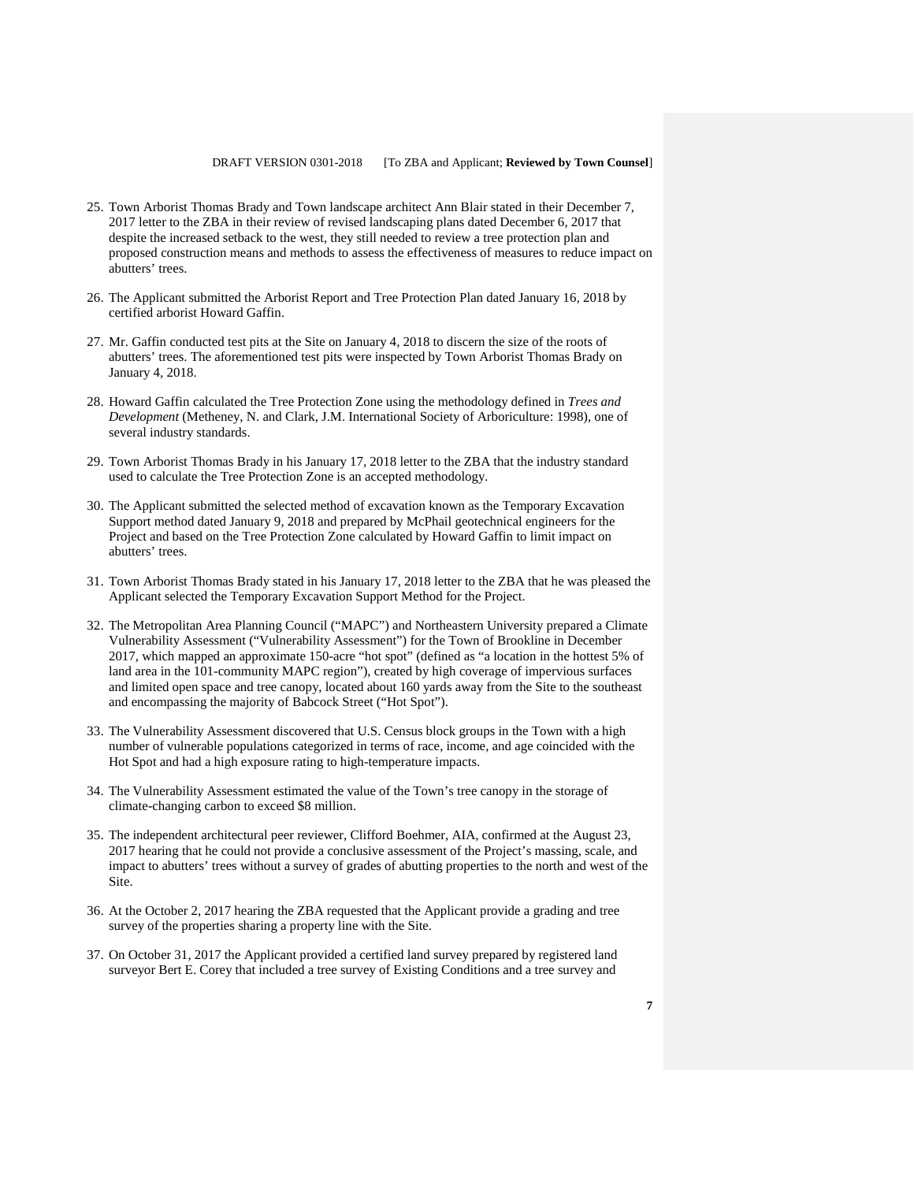25. Town Arborist Thomas Brady and Town landscape architect Ann Blair stated in their December 7, 2017 letter to the ZBA in their review of revised landscaping plans dated December 6, 2017 that despite the increased setback to the west, they still needed to review a tree protection plan and proposed construction means and methods to assess the effectiveness of measures to reduce impact on abutters' trees.

26. The Applicant submitted the Arborist Report and Tree Protection Plan dated January 16, 2018 by certified arborist Howard Gaffin.

27. Mr. Gaffin conducted test pits at the Site on January 4, 2018 to discern the size of the roots of abutters' trees. The aforementioned test pits were inspected by Town Arborist Thomas Brady on January 4, 2018.

28. Howard Gaffin calculated the Tree Protection Zone using the methodology defined in *Trees and Development* (Metheney, N. and Clark, J.M. International Society of Arboriculture: 1998), one of several industry standards.

29. Town Arborist Thomas Brady in his January 17, 2018 letter to the ZBA that the industry standard used to calculate the Tree Protection Zone is an accepted methodology.

30. The Applicant submitted the selected method of excavation known as the Temporary Excavation Support method dated January 9, 2018 and prepared by McPhail geotechnical engineers for the Project and based on the Tree Protection Zone calculated by Howard Gaffin to limit impact on abutters' trees.

31. Town Arborist Thomas Brady stated in his January 17, 2018 letter to the ZBA that he was pleased the Applicant selected the Temporary Excavation Support Method for the Project.

32. The Metropolitan Area Planning Council ("MAPC") and Northeastern University prepared a Climate Vulnerability Assessment ("Vulnerability Assessment") for the Town of Brookline in December 2017, which mapped an approximate 150-acre "hot spot" (defined as "a location in the hottest 5% of land area in the 101-community MAPC region"), created by high coverage of impervious surfaces and limited open space and tree canopy, located about 160 yards away from the Site to the southeast and encompassing the majority of Babcock Street ("Hot Spot").

33. The Vulnerability Assessment discovered that U.S. Census block groups in the Town with a high number of vulnerable populations categorized in terms of race, income, and age coincided with the Hot Spot and had a high exposure rating to high-temperature impacts.

34. The Vulnerability Assessment estimated the value of the Town's tree canopy in the storage of climate-changing carbon to exceed $8 million.

35. The independent architectural peer reviewer, Clifford Boehmer, AIA, confirmed at the August 23, 2017 hearing that he could not provide a conclusive assessment of the Project's massing, scale, and impact to abutters' trees without a survey of grades of abutting properties to the north and west of the Site.

36. At the October 2, 2017 hearing the ZBA requested that the Applicant provide a grading and tree survey of the properties sharing a property line with the Site.

37. On October 31, 2017 the Applicant provided a certified land survey prepared by registered land surveyor Bert E. Corey that included a tree survey of Existing Conditions and a tree survey and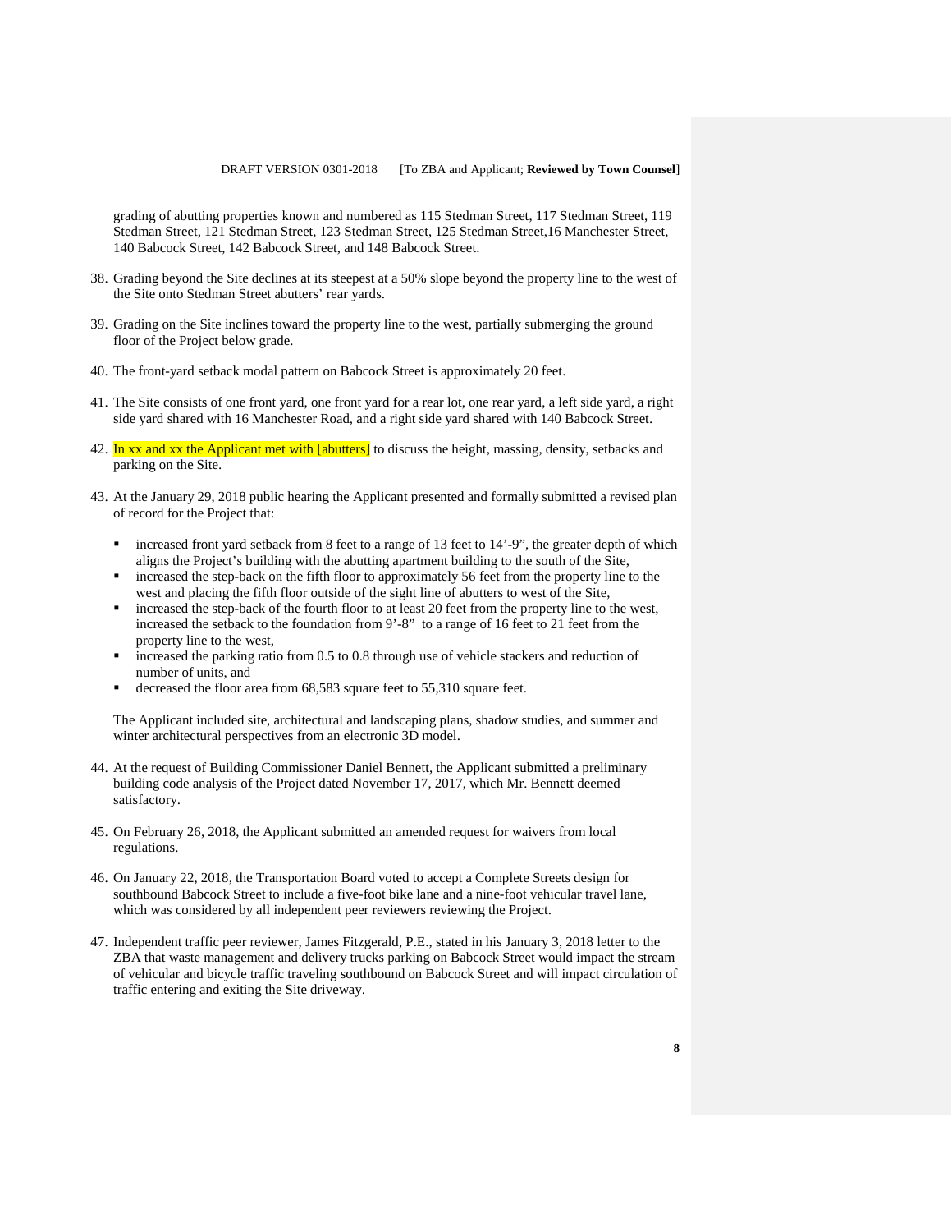grading of abutting properties known and numbered as 115 Stedman Street, 117 Stedman Street, 119 Stedman Street, 121 Stedman Street, 123 Stedman Street, 125 Stedman Street,16 Manchester Street, 140 Babcock Street, 142 Babcock Street, and 148 Babcock Street.

38. Grading beyond the Site declines at its steepest at a 50% slope beyond the property line to the west of the Site onto Stedman Street abutters' rear yards.

39. Grading on the Site inclines toward the property line to the west, partially submerging the ground floor of the Project below grade.

40. The front-yard setback modal pattern on Babcock Street is approximately 20 feet.

41. The Site consists of one front yard, one front yard for a rear lot, one rear yard, a left side yard, a right side yard shared with 16 Manchester Road, and a right side yard shared with 140 Babcock Street.

42. In xx and xx the Applicant met with [abutters] to discuss the height, massing, density, setbacks and parking on the Site.

43. At the January 29, 2018 public hearing the Applicant presented and formally submitted a revised plan of record for the Project that:

    - increased front yard setback from 8 feet to a range of 13 feet to 14'-9", the greater depth of which aligns the Project's building with the abutting apartment building to the south of the Site,
    - increased the step-back on the fifth floor to approximately 56 feet from the property line to the west and placing the fifth floor outside of the sight line of abutters to west of the Site,
    - increased the step-back of the fourth floor to at least 20 feet from the property line to the west, increased the setback to the foundation from 9'-8" to a range of 16 feet to 21 feet from the property line to the west,
    - increased the parking ratio from 0.5 to 0.8 through use of vehicle stackers and reduction of number of units, and
    - decreased the floor area from 68,583 square feet to 55,310 square feet.

    The Applicant included site, architectural and landscaping plans, shadow studies, and summer and winter architectural perspectives from an electronic 3D model.

44. At the request of Building Commissioner Daniel Bennett, the Applicant submitted a preliminary building code analysis of the Project dated November 17, 2017, which Mr. Bennett deemed satisfactory.

45. On February 26, 2018, the Applicant submitted an amended request for waivers from local regulations.

46. On January 22, 2018, the Transportation Board voted to accept a Complete Streets design for southbound Babcock Street to include a five-foot bike lane and a nine-foot vehicular travel lane, which was considered by all independent peer reviewers reviewing the Project.

47. Independent traffic peer reviewer, James Fitzgerald, P.E., stated in his January 3, 2018 letter to the ZBA that waste management and delivery trucks parking on Babcock Street would impact the stream of vehicular and bicycle traffic traveling southbound on Babcock Street and will impact circulation of traffic entering and exiting the Site driveway.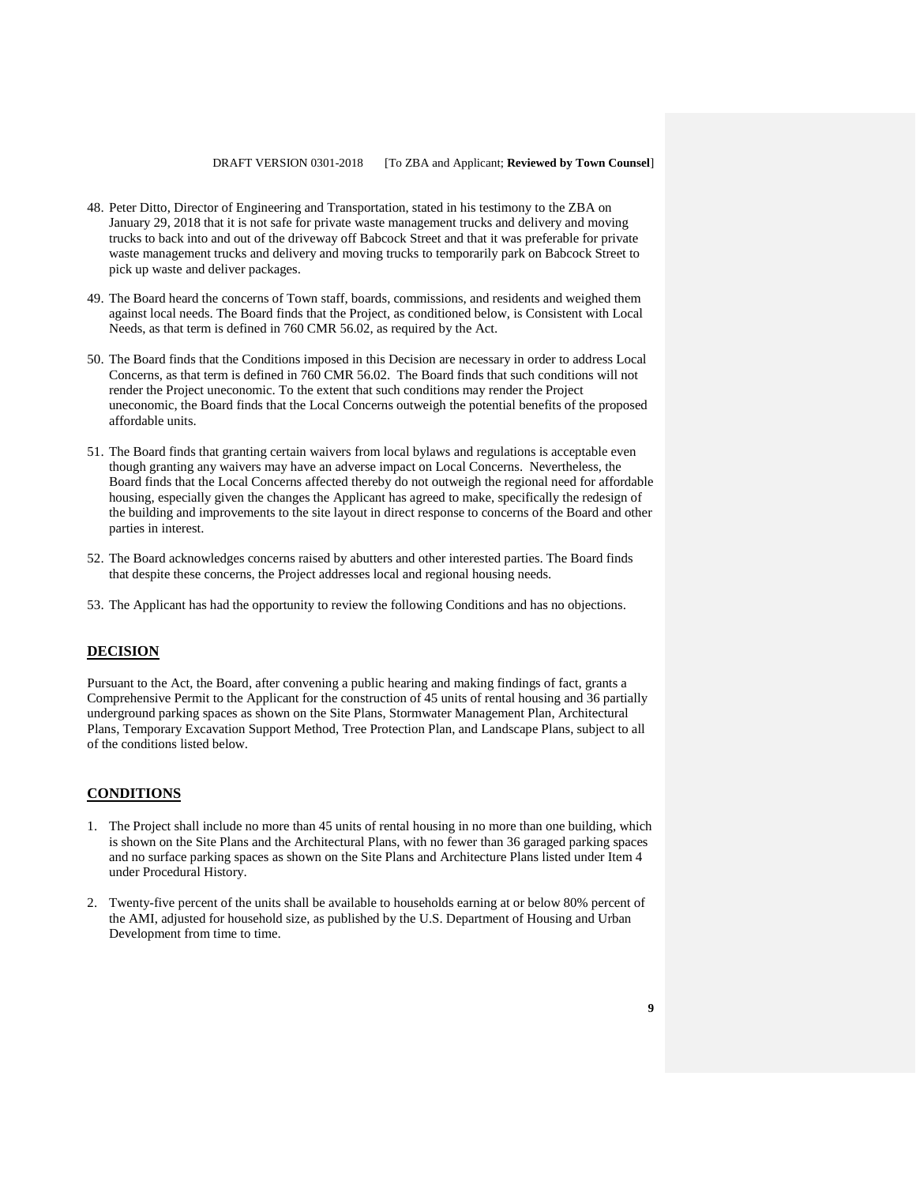48. Peter Ditto, Director of Engineering and Transportation, stated in his testimony to the ZBA on January 29, 2018 that it is not safe for private waste management trucks and delivery and moving trucks to back into and out of the driveway off Babcock Street and that it was preferable for private waste management trucks and delivery and moving trucks to temporarily park on Babcock Street to pick up waste and deliver packages.

49. The Board heard the concerns of Town staff, boards, commissions, and residents and weighed them against local needs. The Board finds that the Project, as conditioned below, is Consistent with Local Needs, as that term is defined in 760 CMR 56.02, as required by the Act.

50. The Board finds that the Conditions imposed in this Decision are necessary in order to address Local Concerns, as that term is defined in 760 CMR 56.02. The Board finds that such conditions will not render the Project uneconomic. To the extent that such conditions may render the Project uneconomic, the Board finds that the Local Concerns outweigh the potential benefits of the proposed affordable units.

51. The Board finds that granting certain waivers from local bylaws and regulations is acceptable even though granting any waivers may have an adverse impact on Local Concerns. Nevertheless, the Board finds that the Local Concerns affected thereby do not outweigh the regional need for affordable housing, especially given the changes the Applicant has agreed to make, specifically the redesign of the building and improvements to the site layout in direct response to concerns of the Board and other parties in interest.

52. The Board acknowledges concerns raised by abutters and other interested parties. The Board finds that despite these concerns, the Project addresses local and regional housing needs.

53. The Applicant has had the opportunity to review the following Conditions and has no objections.

## DECISION

Pursuant to the Act, the Board, after convening a public hearing and making findings of fact, grants a Comprehensive Permit to the Applicant for the construction of 45 units of rental housing and 36 partially underground parking spaces as shown on the Site Plans, Stormwater Management Plan, Architectural Plans, Temporary Excavation Support Method, Tree Protection Plan, and Landscape Plans, subject to all of the conditions listed below.

## CONDITIONS

1. The Project shall include no more than 45 units of rental housing in no more than one building, which is shown on the Site Plans and the Architectural Plans, with no fewer than 36 garaged parking spaces and no surface parking spaces as shown on the Site Plans and Architecture Plans listed under Item 4 under Procedural History.

2. Twenty-five percent of the units shall be available to households earning at or below 80% percent of the AMI, adjusted for household size, as published by the U.S. Department of Housing and Urban Development from time to time.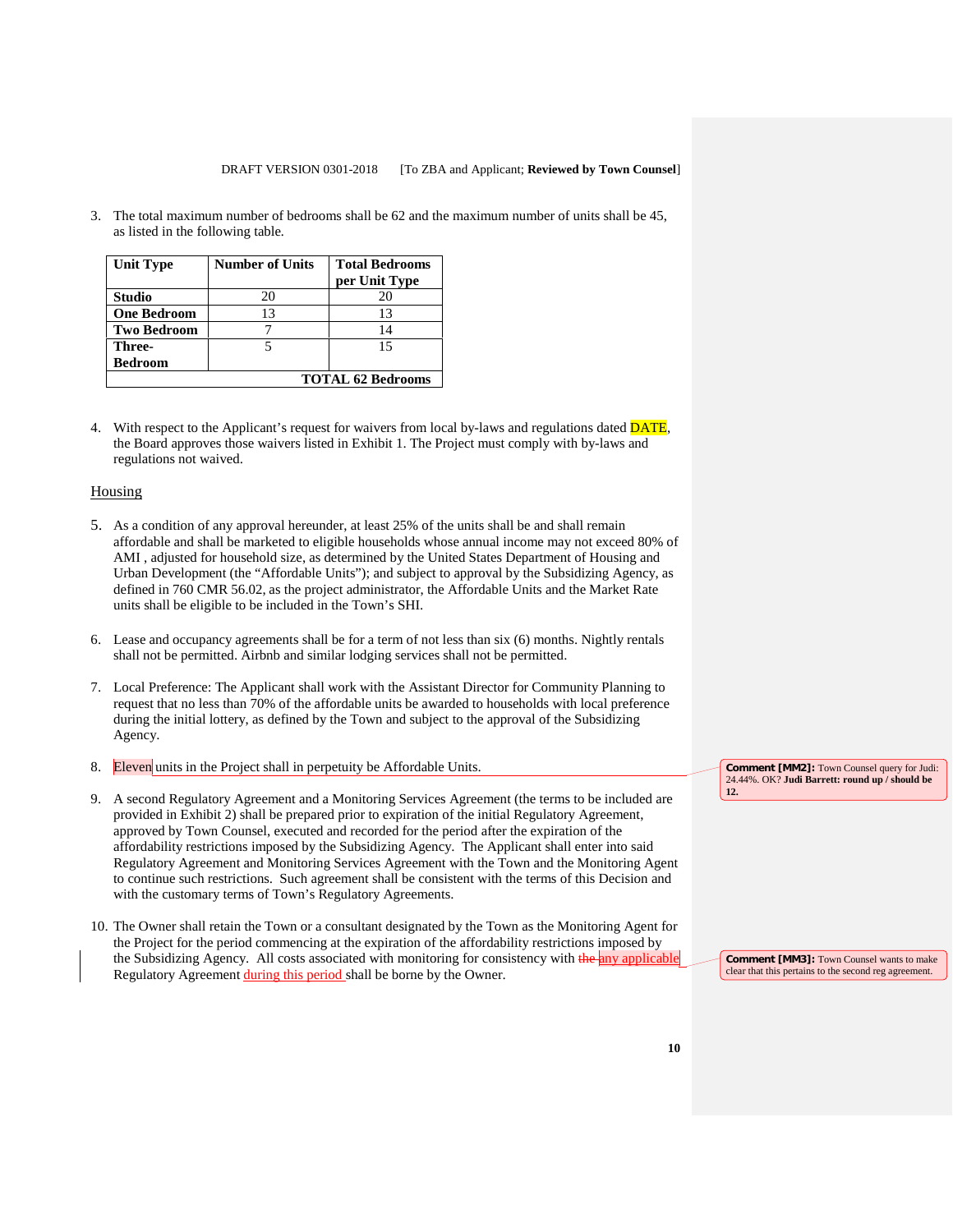3. The total maximum number of bedrooms shall be 62 and the maximum number of units shall be 45, as listed in the following table.

| Unit Type | Number of Units | Total Bedrooms per Unit Type |
|---|---|---|
| **Studio** | 20 | 20 |
| **One Bedroom** | 13 | 13 |
| **Two Bedroom** | 7 | 14 |
| **Three-Bedroom** | 5 | 15 |
| | | **TOTAL 62 Bedrooms** |

4. With respect to the Applicant's request for waivers from local by-laws and regulations dated DATE, the Board approves those waivers listed in Exhibit 1. The Project must comply with by-laws and regulations not waived.

## Housing

5. As a condition of any approval hereunder, at least 25% of the units shall be and shall remain affordable and shall be marketed to eligible households whose annual income may not exceed 80% of AMI , adjusted for household size, as determined by the United States Department of Housing and Urban Development (the "Affordable Units"); and subject to approval by the Subsidizing Agency, as defined in 760 CMR 56.02, as the project administrator, the Affordable Units and the Market Rate units shall be eligible to be included in the Town's SHI.

6. Lease and occupancy agreements shall be for a term of not less than six (6) months. Nightly rentals shall not be permitted. Airbnb and similar lodging services shall not be permitted.

7. Local Preference: The Applicant shall work with the Assistant Director for Community Planning to request that no less than 70% of the affordable units be awarded to households with local preference during the initial lottery, as defined by the Town and subject to the approval of the Subsidizing Agency.

8. Eleven units in the Project shall in perpetuity be Affordable Units.

9. A second Regulatory Agreement and a Monitoring Services Agreement (the terms to be included are provided in Exhibit 2) shall be prepared prior to expiration of the initial Regulatory Agreement, approved by Town Counsel, executed and recorded for the period after the expiration of the affordability restrictions imposed by the Subsidizing Agency. The Applicant shall enter into said Regulatory Agreement and Monitoring Services Agreement with the Town and the Monitoring Agent to continue such restrictions. Such agreement shall be consistent with the terms of this Decision and with the customary terms of Town's Regulatory Agreements.

10. The Owner shall retain the Town or a consultant designated by the Town as the Monitoring Agent for the Project for the period commencing at the expiration of the affordability restrictions imposed by the Subsidizing Agency. All costs associated with monitoring for consistency with ~~the~~ any applicable Regulatory Agreement during this period shall be borne by the Owner.

**Comment [MM2]:** Town Counsel query for Judi: 24.44%. OK? **Judi Barrett: round up / should be 12.**

**Comment [MM3]:** Town Counsel wants to make clear that this pertains to the second reg agreement.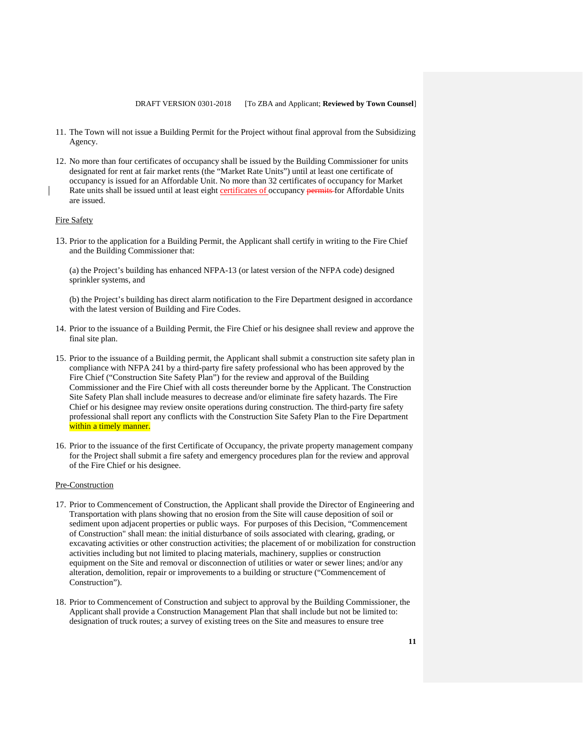11. The Town will not issue a Building Permit for the Project without final approval from the Subsidizing Agency.

12. No more than four certificates of occupancy shall be issued by the Building Commissioner for units designated for rent at fair market rents (the "Market Rate Units") until at least one certificate of occupancy is issued for an Affordable Unit. No more than 32 certificates of occupancy for Market Rate units shall be issued until at least eight certificates of occupancy ~~permits~~ for Affordable Units are issued.

Fire Safety

13. Prior to the application for a Building Permit, the Applicant shall certify in writing to the Fire Chief and the Building Commissioner that:

    (a) the Project's building has enhanced NFPA-13 (or latest version of the NFPA code) designed sprinkler systems, and

    (b) the Project's building has direct alarm notification to the Fire Department designed in accordance with the latest version of Building and Fire Codes.

14. Prior to the issuance of a Building Permit, the Fire Chief or his designee shall review and approve the final site plan.

15. Prior to the issuance of a Building permit, the Applicant shall submit a construction site safety plan in compliance with NFPA 241 by a third-party fire safety professional who has been approved by the Fire Chief ("Construction Site Safety Plan") for the review and approval of the Building Commissioner and the Fire Chief with all costs thereunder borne by the Applicant. The Construction Site Safety Plan shall include measures to decrease and/or eliminate fire safety hazards. The Fire Chief or his designee may review onsite operations during construction. The third-party fire safety professional shall report any conflicts with the Construction Site Safety Plan to the Fire Department within a timely manner.

16. Prior to the issuance of the first Certificate of Occupancy, the private property management company for the Project shall submit a fire safety and emergency procedures plan for the review and approval of the Fire Chief or his designee.

Pre-Construction

17. Prior to Commencement of Construction, the Applicant shall provide the Director of Engineering and Transportation with plans showing that no erosion from the Site will cause deposition of soil or sediment upon adjacent properties or public ways. For purposes of this Decision, "Commencement of Construction" shall mean: the initial disturbance of soils associated with clearing, grading, or excavating activities or other construction activities; the placement of or mobilization for construction activities including but not limited to placing materials, machinery, supplies or construction equipment on the Site and removal or disconnection of utilities or water or sewer lines; and/or any alteration, demolition, repair or improvements to a building or structure ("Commencement of Construction").

18. Prior to Commencement of Construction and subject to approval by the Building Commissioner, the Applicant shall provide a Construction Management Plan that shall include but not be limited to: designation of truck routes; a survey of existing trees on the Site and measures to ensure tree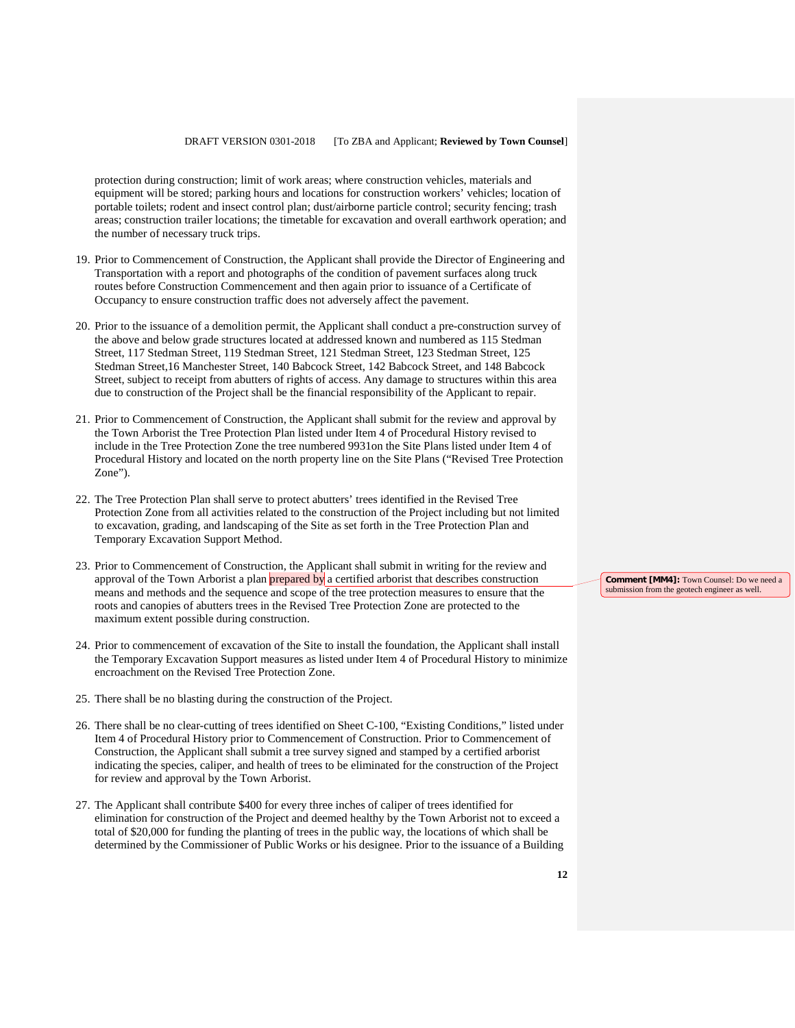protection during construction; limit of work areas; where construction vehicles, materials and equipment will be stored; parking hours and locations for construction workers' vehicles; location of portable toilets; rodent and insect control plan; dust/airborne particle control; security fencing; trash areas; construction trailer locations; the timetable for excavation and overall earthwork operation; and the number of necessary truck trips.

19. Prior to Commencement of Construction, the Applicant shall provide the Director of Engineering and Transportation with a report and photographs of the condition of pavement surfaces along truck routes before Construction Commencement and then again prior to issuance of a Certificate of Occupancy to ensure construction traffic does not adversely affect the pavement.

20. Prior to the issuance of a demolition permit, the Applicant shall conduct a pre-construction survey of the above and below grade structures located at addressed known and numbered as 115 Stedman Street, 117 Stedman Street, 119 Stedman Street, 121 Stedman Street, 123 Stedman Street, 125 Stedman Street,16 Manchester Street, 140 Babcock Street, 142 Babcock Street, and 148 Babcock Street, subject to receipt from abutters of rights of access. Any damage to structures within this area due to construction of the Project shall be the financial responsibility of the Applicant to repair.

21. Prior to Commencement of Construction, the Applicant shall submit for the review and approval by the Town Arborist the Tree Protection Plan listed under Item 4 of Procedural History revised to include in the Tree Protection Zone the tree numbered 9931on the Site Plans listed under Item 4 of Procedural History and located on the north property line on the Site Plans ("Revised Tree Protection Zone").

22. The Tree Protection Plan shall serve to protect abutters' trees identified in the Revised Tree Protection Zone from all activities related to the construction of the Project including but not limited to excavation, grading, and landscaping of the Site as set forth in the Tree Protection Plan and Temporary Excavation Support Method.

23. Prior to Commencement of Construction, the Applicant shall submit in writing for the review and approval of the Town Arborist a plan prepared by a certified arborist that describes construction means and methods and the sequence and scope of the tree protection measures to ensure that the roots and canopies of abutters trees in the Revised Tree Protection Zone are protected to the maximum extent possible during construction.

24. Prior to commencement of excavation of the Site to install the foundation, the Applicant shall install the Temporary Excavation Support measures as listed under Item 4 of Procedural History to minimize encroachment on the Revised Tree Protection Zone.

25. There shall be no blasting during the construction of the Project.

26. There shall be no clear-cutting of trees identified on Sheet C-100, "Existing Conditions," listed under Item 4 of Procedural History prior to Commencement of Construction. Prior to Commencement of Construction, the Applicant shall submit a tree survey signed and stamped by a certified arborist indicating the species, caliper, and health of trees to be eliminated for the construction of the Project for review and approval by the Town Arborist.

27. The Applicant shall contribute $400 for every three inches of caliper of trees identified for elimination for construction of the Project and deemed healthy by the Town Arborist not to exceed a total of $20,000 for funding the planting of trees in the public way, the locations of which shall be determined by the Commissioner of Public Works or his designee. Prior to the issuance of a Building

**Comment [MM4]:** Town Counsel: Do we need a submission from the geotech engineer as well.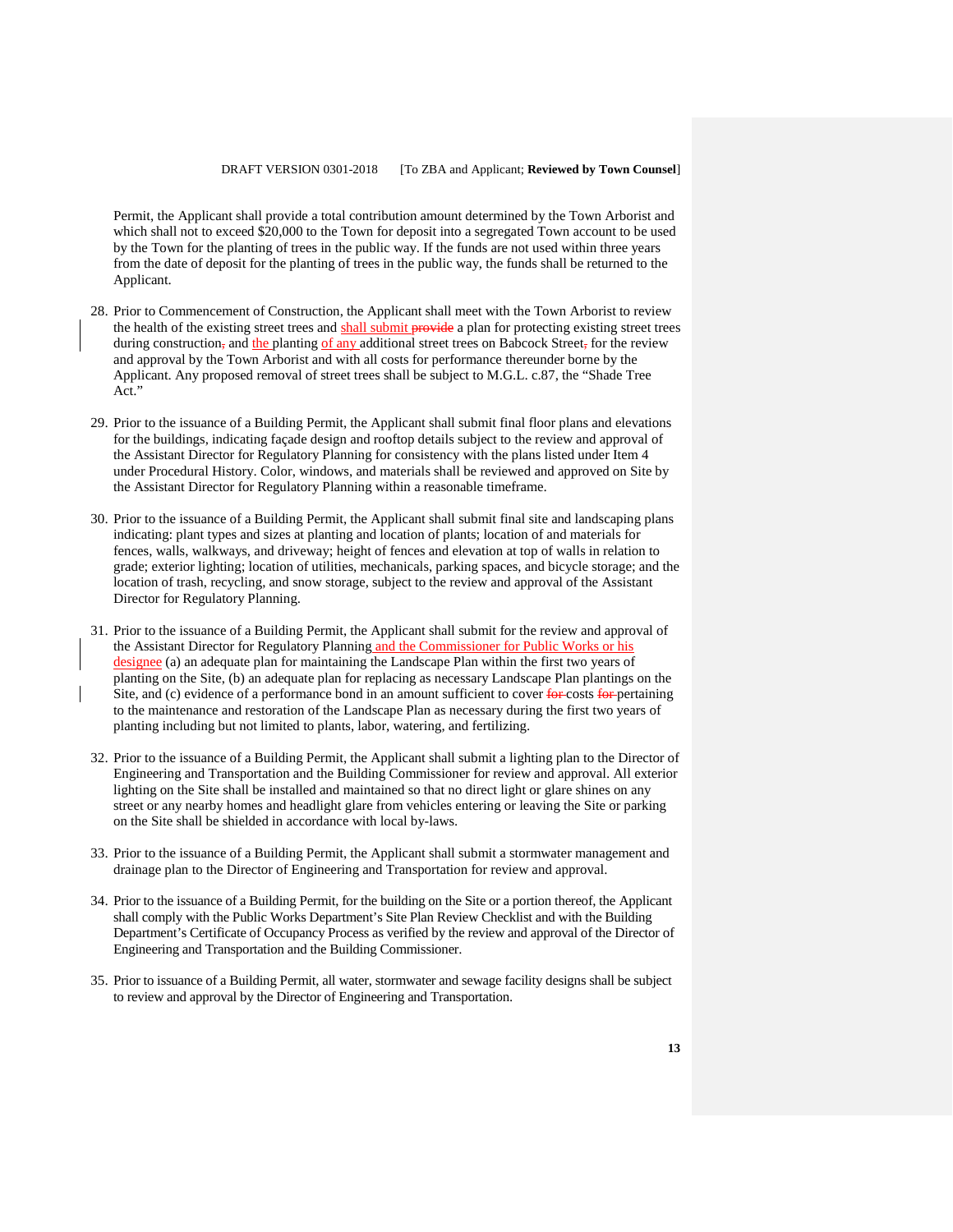Permit, the Applicant shall provide a total contribution amount determined by the Town Arborist and which shall not to exceed $20,000 to the Town for deposit into a segregated Town account to be used by the Town for the planting of trees in the public way. If the funds are not used within three years from the date of deposit for the planting of trees in the public way, the funds shall be returned to the Applicant.

28. Prior to Commencement of Construction, the Applicant shall meet with the Town Arborist to review the health of the existing street trees and shall submit ~~provide~~ a plan for protecting existing street trees during construction~~,~~ and the planting of any additional street trees on Babcock Street~~,~~ for the review and approval by the Town Arborist and with all costs for performance thereunder borne by the Applicant. Any proposed removal of street trees shall be subject to M.G.L. c.87, the "Shade Tree Act."

29. Prior to the issuance of a Building Permit, the Applicant shall submit final floor plans and elevations for the buildings, indicating façade design and rooftop details subject to the review and approval of the Assistant Director for Regulatory Planning for consistency with the plans listed under Item 4 under Procedural History. Color, windows, and materials shall be reviewed and approved on Site by the Assistant Director for Regulatory Planning within a reasonable timeframe.

30. Prior to the issuance of a Building Permit, the Applicant shall submit final site and landscaping plans indicating: plant types and sizes at planting and location of plants; location of and materials for fences, walls, walkways, and driveway; height of fences and elevation at top of walls in relation to grade; exterior lighting; location of utilities, mechanicals, parking spaces, and bicycle storage; and the location of trash, recycling, and snow storage, subject to the review and approval of the Assistant Director for Regulatory Planning.

31. Prior to the issuance of a Building Permit, the Applicant shall submit for the review and approval of the Assistant Director for Regulatory Planning and the Commissioner for Public Works or his designee (a) an adequate plan for maintaining the Landscape Plan within the first two years of planting on the Site, (b) an adequate plan for replacing as necessary Landscape Plan plantings on the Site, and (c) evidence of a performance bond in an amount sufficient to cover ~~for~~ costs ~~for~~ pertaining to the maintenance and restoration of the Landscape Plan as necessary during the first two years of planting including but not limited to plants, labor, watering, and fertilizing.

32. Prior to the issuance of a Building Permit, the Applicant shall submit a lighting plan to the Director of Engineering and Transportation and the Building Commissioner for review and approval. All exterior lighting on the Site shall be installed and maintained so that no direct light or glare shines on any street or any nearby homes and headlight glare from vehicles entering or leaving the Site or parking on the Site shall be shielded in accordance with local by-laws.

33. Prior to the issuance of a Building Permit, the Applicant shall submit a stormwater management and drainage plan to the Director of Engineering and Transportation for review and approval.

34. Prior to the issuance of a Building Permit, for the building on the Site or a portion thereof, the Applicant shall comply with the Public Works Department's Site Plan Review Checklist and with the Building Department's Certificate of Occupancy Process as verified by the review and approval of the Director of Engineering and Transportation and the Building Commissioner.

35. Prior to issuance of a Building Permit, all water, stormwater and sewage facility designs shall be subject to review and approval by the Director of Engineering and Transportation.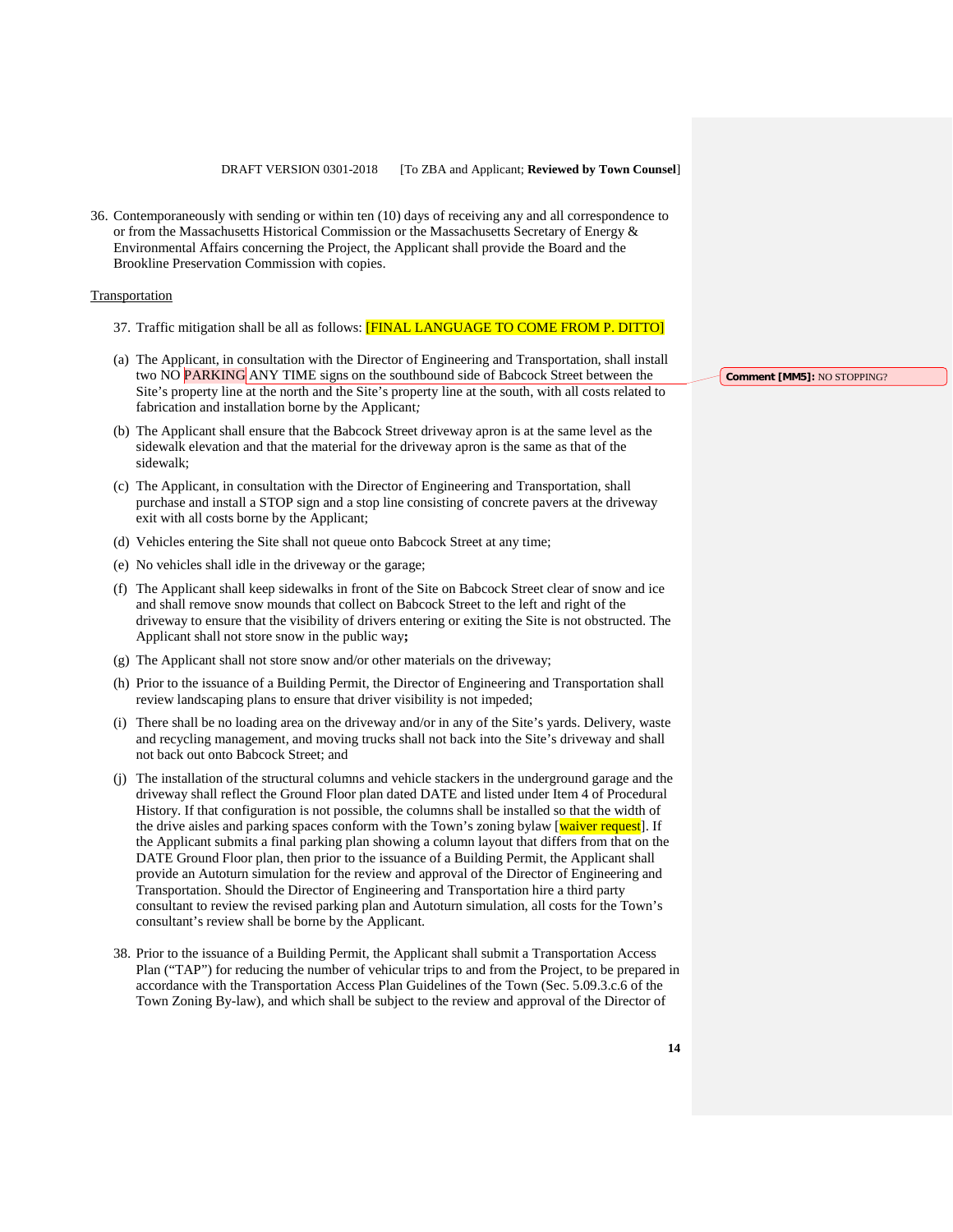36. Contemporaneously with sending or within ten (10) days of receiving any and all correspondence to or from the Massachusetts Historical Commission or the Massachusetts Secretary of Energy & Environmental Affairs concerning the Project, the Applicant shall provide the Board and the Brookline Preservation Commission with copies.

Transportation

37. Traffic mitigation shall be all as follows: [FINAL LANGUAGE TO COME FROM P. DITTO]

(a) The Applicant, in consultation with the Director of Engineering and Transportation, shall install two NO PARKING ANY TIME signs on the southbound side of Babcock Street between the Site's property line at the north and the Site's property line at the south, with all costs related to fabrication and installation borne by the Applicant;

**Comment [MM5]:** NO STOPPING?

(b) The Applicant shall ensure that the Babcock Street driveway apron is at the same level as the sidewalk elevation and that the material for the driveway apron is the same as that of the sidewalk;

(c) The Applicant, in consultation with the Director of Engineering and Transportation, shall purchase and install a STOP sign and a stop line consisting of concrete pavers at the driveway exit with all costs borne by the Applicant;

(d) Vehicles entering the Site shall not queue onto Babcock Street at any time;

(e) No vehicles shall idle in the driveway or the garage;

(f) The Applicant shall keep sidewalks in front of the Site on Babcock Street clear of snow and ice and shall remove snow mounds that collect on Babcock Street to the left and right of the driveway to ensure that the visibility of drivers entering or exiting the Site is not obstructed. The Applicant shall not store snow in the public way**;**

(g) The Applicant shall not store snow and/or other materials on the driveway;

(h) Prior to the issuance of a Building Permit, the Director of Engineering and Transportation shall review landscaping plans to ensure that driver visibility is not impeded;

(i) There shall be no loading area on the driveway and/or in any of the Site's yards. Delivery, waste and recycling management, and moving trucks shall not back into the Site's driveway and shall not back out onto Babcock Street; and

(j) The installation of the structural columns and vehicle stackers in the underground garage and the driveway shall reflect the Ground Floor plan dated DATE and listed under Item 4 of Procedural History. If that configuration is not possible, the columns shall be installed so that the width of the drive aisles and parking spaces conform with the Town's zoning bylaw [waiver request]. If the Applicant submits a final parking plan showing a column layout that differs from that on the DATE Ground Floor plan, then prior to the issuance of a Building Permit, the Applicant shall provide an Autoturn simulation for the review and approval of the Director of Engineering and Transportation. Should the Director of Engineering and Transportation hire a third party consultant to review the revised parking plan and Autoturn simulation, all costs for the Town's consultant's review shall be borne by the Applicant.

38. Prior to the issuance of a Building Permit, the Applicant shall submit a Transportation Access Plan ("TAP") for reducing the number of vehicular trips to and from the Project, to be prepared in accordance with the Transportation Access Plan Guidelines of the Town (Sec. 5.09.3.c.6 of the Town Zoning By-law), and which shall be subject to the review and approval of the Director of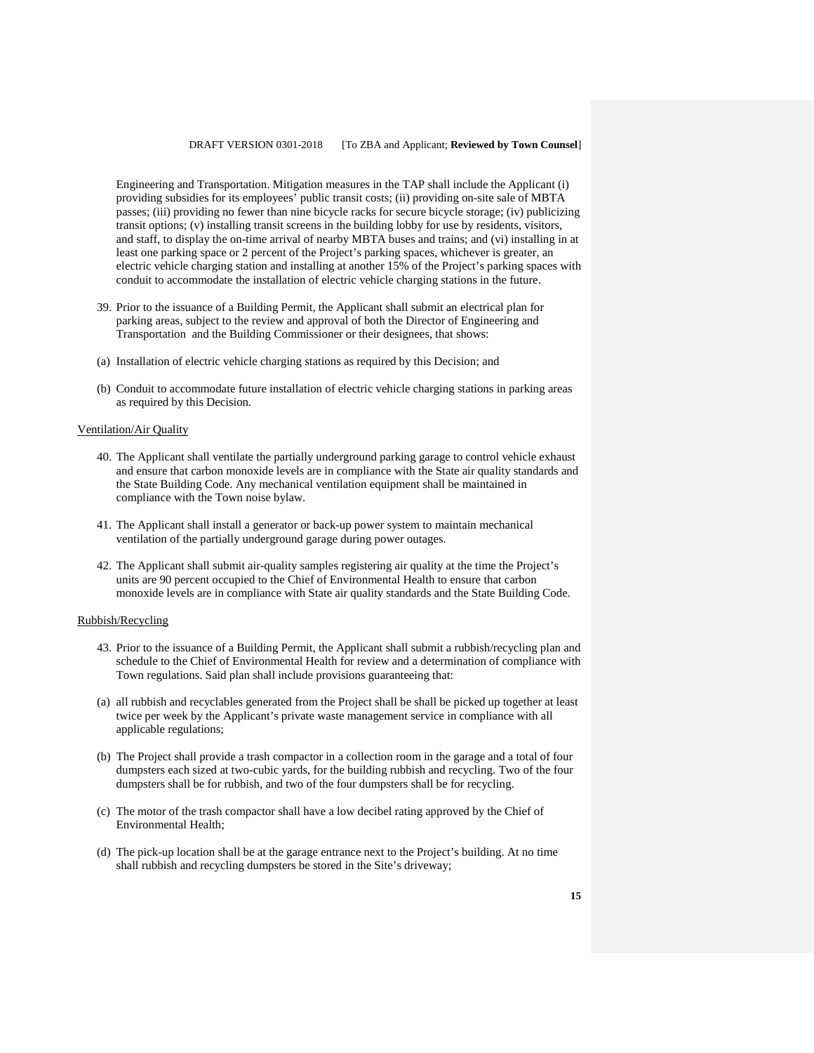Engineering and Transportation. Mitigation measures in the TAP shall include the Applicant (i) providing subsidies for its employees' public transit costs; (ii) providing on-site sale of MBTA passes; (iii) providing no fewer than nine bicycle racks for secure bicycle storage; (iv) publicizing transit options; (v) installing transit screens in the building lobby for use by residents, visitors, and staff, to display the on-time arrival of nearby MBTA buses and trains; and (vi) installing in at least one parking space or 2 percent of the Project's parking spaces, whichever is greater, an electric vehicle charging station and installing at another 15% of the Project's parking spaces with conduit to accommodate the installation of electric vehicle charging stations in the future.

39. Prior to the issuance of a Building Permit, the Applicant shall submit an electrical plan for parking areas, subject to the review and approval of both the Director of Engineering and Transportation and the Building Commissioner or their designees, that shows:

(a) Installation of electric vehicle charging stations as required by this Decision; and

(b) Conduit to accommodate future installation of electric vehicle charging stations in parking areas as required by this Decision.

<u>Ventilation/Air Quality</u>

40. The Applicant shall ventilate the partially underground parking garage to control vehicle exhaust and ensure that carbon monoxide levels are in compliance with the State air quality standards and the State Building Code. Any mechanical ventilation equipment shall be maintained in compliance with the Town noise bylaw.

41. The Applicant shall install a generator or back-up power system to maintain mechanical ventilation of the partially underground garage during power outages.

42. The Applicant shall submit air-quality samples registering air quality at the time the Project's units are 90 percent occupied to the Chief of Environmental Health to ensure that carbon monoxide levels are in compliance with State air quality standards and the State Building Code.

<u>Rubbish/Recycling</u>

43. Prior to the issuance of a Building Permit, the Applicant shall submit a rubbish/recycling plan and schedule to the Chief of Environmental Health for review and a determination of compliance with Town regulations. Said plan shall include provisions guaranteeing that:

(a) all rubbish and recyclables generated from the Project shall be shall be picked up together at least twice per week by the Applicant's private waste management service in compliance with all applicable regulations;

(b) The Project shall provide a trash compactor in a collection room in the garage and a total of four dumpsters each sized at two-cubic yards, for the building rubbish and recycling. Two of the four dumpsters shall be for rubbish, and two of the four dumpsters shall be for recycling.

(c) The motor of the trash compactor shall have a low decibel rating approved by the Chief of Environmental Health;

(d) The pick-up location shall be at the garage entrance next to the Project's building. At no time shall rubbish and recycling dumpsters be stored in the Site's driveway;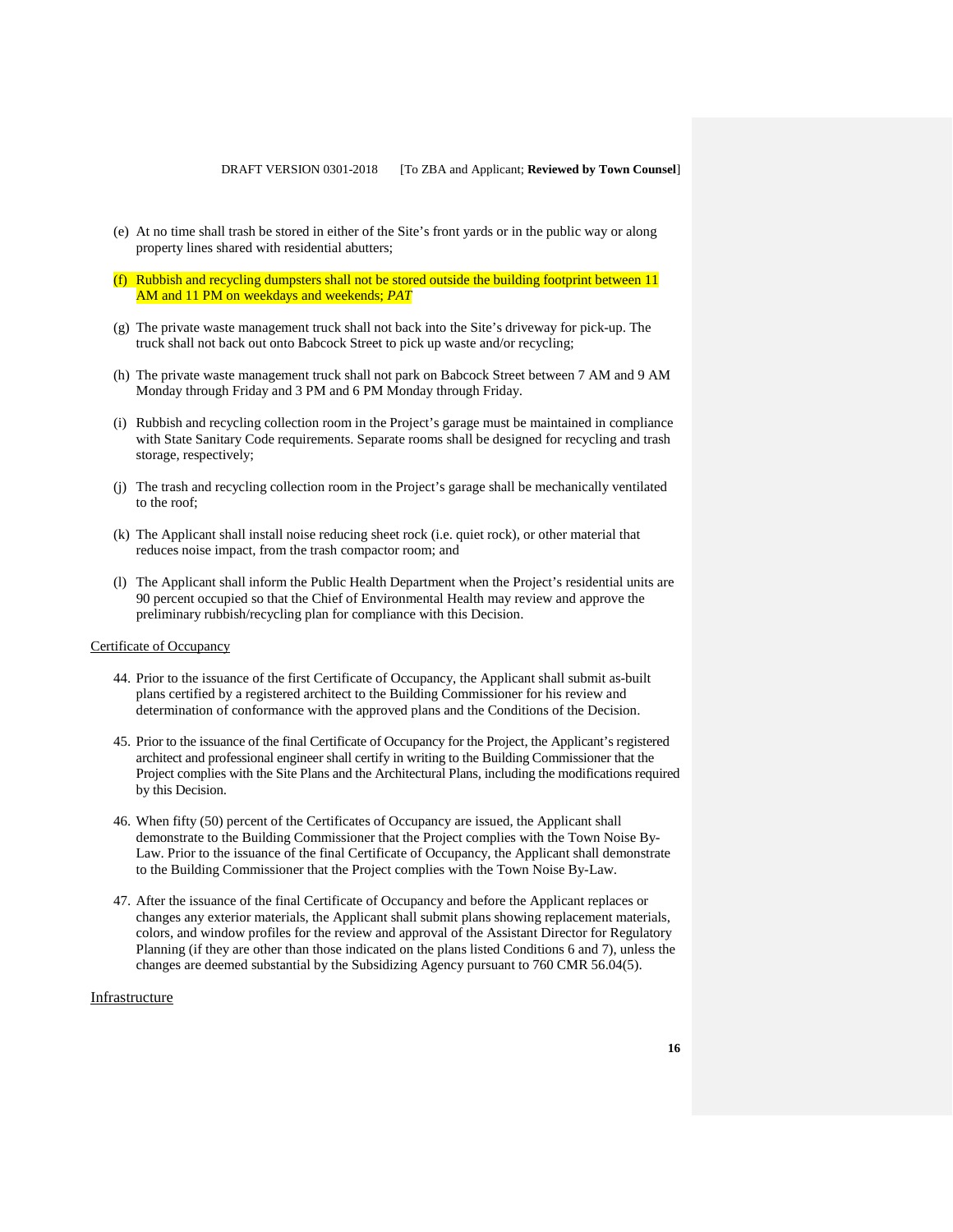(e) At no time shall trash be stored in either of the Site's front yards or in the public way or along property lines shared with residential abutters;

(f) Rubbish and recycling dumpsters shall not be stored outside the building footprint between 11 AM and 11 PM on weekdays and weekends; *PAT*

(g) The private waste management truck shall not back into the Site's driveway for pick-up. The truck shall not back out onto Babcock Street to pick up waste and/or recycling;

(h) The private waste management truck shall not park on Babcock Street between 7 AM and 9 AM Monday through Friday and 3 PM and 6 PM Monday through Friday.

(i) Rubbish and recycling collection room in the Project's garage must be maintained in compliance with State Sanitary Code requirements. Separate rooms shall be designed for recycling and trash storage, respectively;

(j) The trash and recycling collection room in the Project's garage shall be mechanically ventilated to the roof;

(k) The Applicant shall install noise reducing sheet rock (i.e. quiet rock), or other material that reduces noise impact, from the trash compactor room; and

(l) The Applicant shall inform the Public Health Department when the Project's residential units are 90 percent occupied so that the Chief of Environmental Health may review and approve the preliminary rubbish/recycling plan for compliance with this Decision.

<u>Certificate of Occupancy</u>

44. Prior to the issuance of the first Certificate of Occupancy, the Applicant shall submit as-built plans certified by a registered architect to the Building Commissioner for his review and determination of conformance with the approved plans and the Conditions of the Decision.

45. Prior to the issuance of the final Certificate of Occupancy for the Project, the Applicant's registered architect and professional engineer shall certify in writing to the Building Commissioner that the Project complies with the Site Plans and the Architectural Plans, including the modifications required by this Decision.

46. When fifty (50) percent of the Certificates of Occupancy are issued, the Applicant shall demonstrate to the Building Commissioner that the Project complies with the Town Noise By-Law. Prior to the issuance of the final Certificate of Occupancy, the Applicant shall demonstrate to the Building Commissioner that the Project complies with the Town Noise By-Law.

47. After the issuance of the final Certificate of Occupancy and before the Applicant replaces or changes any exterior materials, the Applicant shall submit plans showing replacement materials, colors, and window profiles for the review and approval of the Assistant Director for Regulatory Planning (if they are other than those indicated on the plans listed Conditions 6 and 7), unless the changes are deemed substantial by the Subsidizing Agency pursuant to 760 CMR 56.04(5).

<u>Infrastructure</u>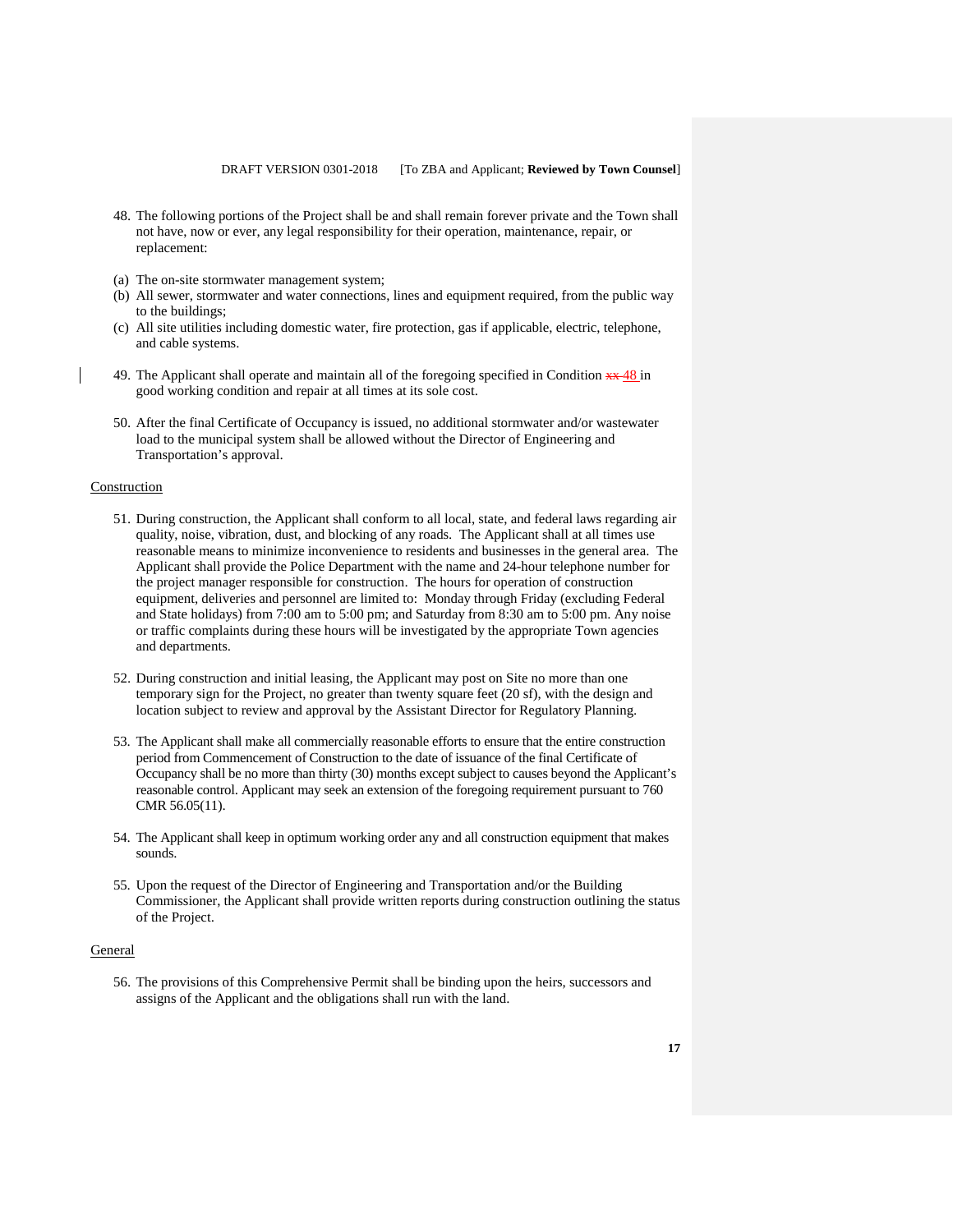48. The following portions of the Project shall be and shall remain forever private and the Town shall not have, now or ever, any legal responsibility for their operation, maintenance, repair, or replacement:

(a) The on-site stormwater management system;
(b) All sewer, stormwater and water connections, lines and equipment required, from the public way to the buildings;
(c) All site utilities including domestic water, fire protection, gas if applicable, electric, telephone, and cable systems.

49. The Applicant shall operate and maintain all of the foregoing specified in Condition ~~xx~~ 48 in good working condition and repair at all times at its sole cost.

50. After the final Certificate of Occupancy is issued, no additional stormwater and/or wastewater load to the municipal system shall be allowed without the Director of Engineering and Transportation's approval.

Construction

51. During construction, the Applicant shall conform to all local, state, and federal laws regarding air quality, noise, vibration, dust, and blocking of any roads. The Applicant shall at all times use reasonable means to minimize inconvenience to residents and businesses in the general area. The Applicant shall provide the Police Department with the name and 24-hour telephone number for the project manager responsible for construction. The hours for operation of construction equipment, deliveries and personnel are limited to: Monday through Friday (excluding Federal and State holidays) from 7:00 am to 5:00 pm; and Saturday from 8:30 am to 5:00 pm. Any noise or traffic complaints during these hours will be investigated by the appropriate Town agencies and departments.

52. During construction and initial leasing, the Applicant may post on Site no more than one temporary sign for the Project, no greater than twenty square feet (20 sf), with the design and location subject to review and approval by the Assistant Director for Regulatory Planning.

53. The Applicant shall make all commercially reasonable efforts to ensure that the entire construction period from Commencement of Construction to the date of issuance of the final Certificate of Occupancy shall be no more than thirty (30) months except subject to causes beyond the Applicant's reasonable control. Applicant may seek an extension of the foregoing requirement pursuant to 760 CMR 56.05(11).

54. The Applicant shall keep in optimum working order any and all construction equipment that makes sounds.

55. Upon the request of the Director of Engineering and Transportation and/or the Building Commissioner, the Applicant shall provide written reports during construction outlining the status of the Project.

General

56. The provisions of this Comprehensive Permit shall be binding upon the heirs, successors and assigns of the Applicant and the obligations shall run with the land.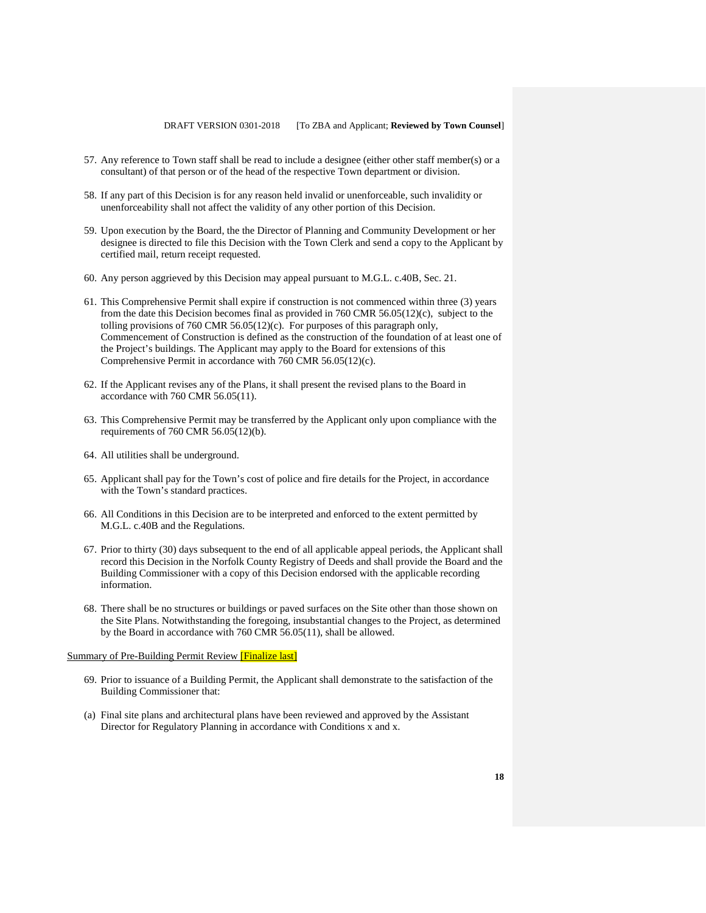57. Any reference to Town staff shall be read to include a designee (either other staff member(s) or a consultant) of that person or of the head of the respective Town department or division.

58. If any part of this Decision is for any reason held invalid or unenforceable, such invalidity or unenforceability shall not affect the validity of any other portion of this Decision.

59. Upon execution by the Board, the the Director of Planning and Community Development or her designee is directed to file this Decision with the Town Clerk and send a copy to the Applicant by certified mail, return receipt requested.

60. Any person aggrieved by this Decision may appeal pursuant to M.G.L. c.40B, Sec. 21.

61. This Comprehensive Permit shall expire if construction is not commenced within three (3) years from the date this Decision becomes final as provided in 760 CMR 56.05(12)(c), subject to the tolling provisions of 760 CMR 56.05(12)(c). For purposes of this paragraph only, Commencement of Construction is defined as the construction of the foundation of at least one of the Project's buildings. The Applicant may apply to the Board for extensions of this Comprehensive Permit in accordance with 760 CMR 56.05(12)(c).

62. If the Applicant revises any of the Plans, it shall present the revised plans to the Board in accordance with 760 CMR 56.05(11).

63. This Comprehensive Permit may be transferred by the Applicant only upon compliance with the requirements of 760 CMR 56.05(12)(b).

64. All utilities shall be underground.

65. Applicant shall pay for the Town's cost of police and fire details for the Project, in accordance with the Town's standard practices.

66. All Conditions in this Decision are to be interpreted and enforced to the extent permitted by M.G.L. c.40B and the Regulations.

67. Prior to thirty (30) days subsequent to the end of all applicable appeal periods, the Applicant shall record this Decision in the Norfolk County Registry of Deeds and shall provide the Board and the Building Commissioner with a copy of this Decision endorsed with the applicable recording information.

68. There shall be no structures or buildings or paved surfaces on the Site other than those shown on the Site Plans. Notwithstanding the foregoing, insubstantial changes to the Project, as determined by the Board in accordance with 760 CMR 56.05(11), shall be allowed.

Summary of Pre-Building Permit Review [Finalize last]

69. Prior to issuance of a Building Permit, the Applicant shall demonstrate to the satisfaction of the Building Commissioner that:

(a) Final site plans and architectural plans have been reviewed and approved by the Assistant Director for Regulatory Planning in accordance with Conditions x and x.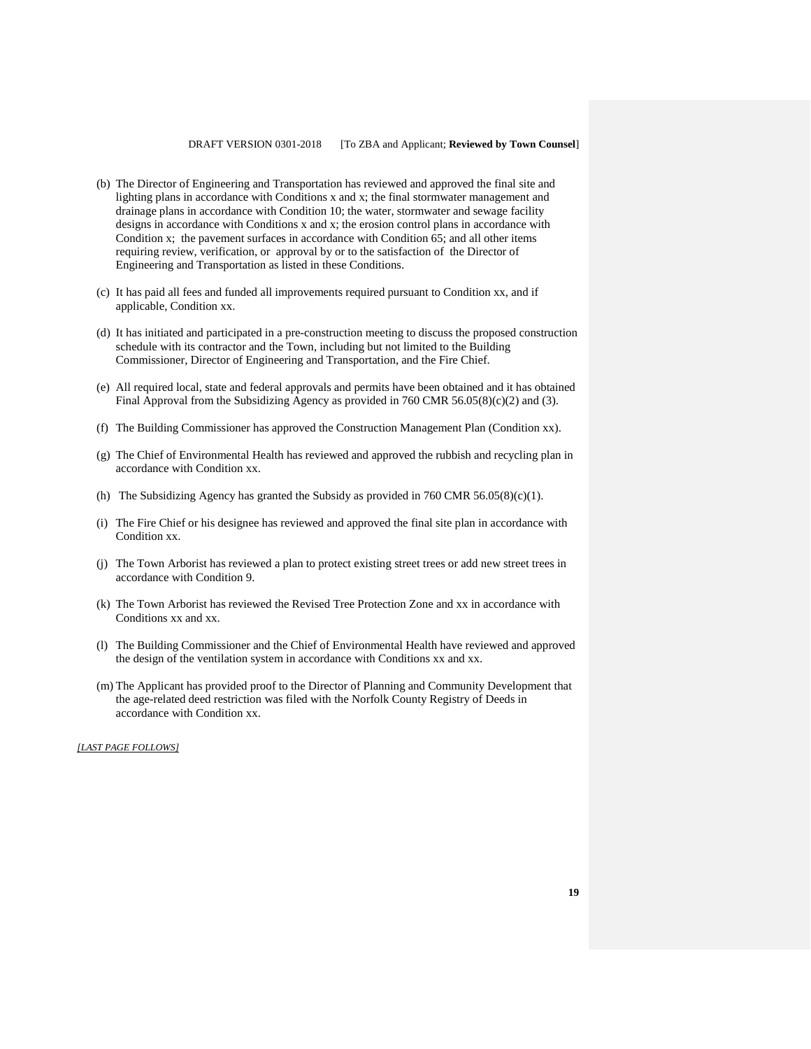(b) The Director of Engineering and Transportation has reviewed and approved the final site and lighting plans in accordance with Conditions x and x; the final stormwater management and drainage plans in accordance with Condition 10; the water, stormwater and sewage facility designs in accordance with Conditions x and x; the erosion control plans in accordance with Condition x; the pavement surfaces in accordance with Condition 65; and all other items requiring review, verification, or approval by or to the satisfaction of the Director of Engineering and Transportation as listed in these Conditions.

(c) It has paid all fees and funded all improvements required pursuant to Condition xx, and if applicable, Condition xx.

(d) It has initiated and participated in a pre-construction meeting to discuss the proposed construction schedule with its contractor and the Town, including but not limited to the Building Commissioner, Director of Engineering and Transportation, and the Fire Chief.

(e) All required local, state and federal approvals and permits have been obtained and it has obtained Final Approval from the Subsidizing Agency as provided in 760 CMR 56.05(8)(c)(2) and (3).

(f) The Building Commissioner has approved the Construction Management Plan (Condition xx).

(g) The Chief of Environmental Health has reviewed and approved the rubbish and recycling plan in accordance with Condition xx.

(h) The Subsidizing Agency has granted the Subsidy as provided in 760 CMR 56.05(8)(c)(1).

(i) The Fire Chief or his designee has reviewed and approved the final site plan in accordance with Condition xx.

(j) The Town Arborist has reviewed a plan to protect existing street trees or add new street trees in accordance with Condition 9.

(k) The Town Arborist has reviewed the Revised Tree Protection Zone and xx in accordance with Conditions xx and xx.

(l) The Building Commissioner and the Chief of Environmental Health have reviewed and approved the design of the ventilation system in accordance with Conditions xx and xx.

(m) The Applicant has provided proof to the Director of Planning and Community Development that the age-related deed restriction was filed with the Norfolk County Registry of Deeds in accordance with Condition xx.

*[LAST PAGE FOLLOWS]*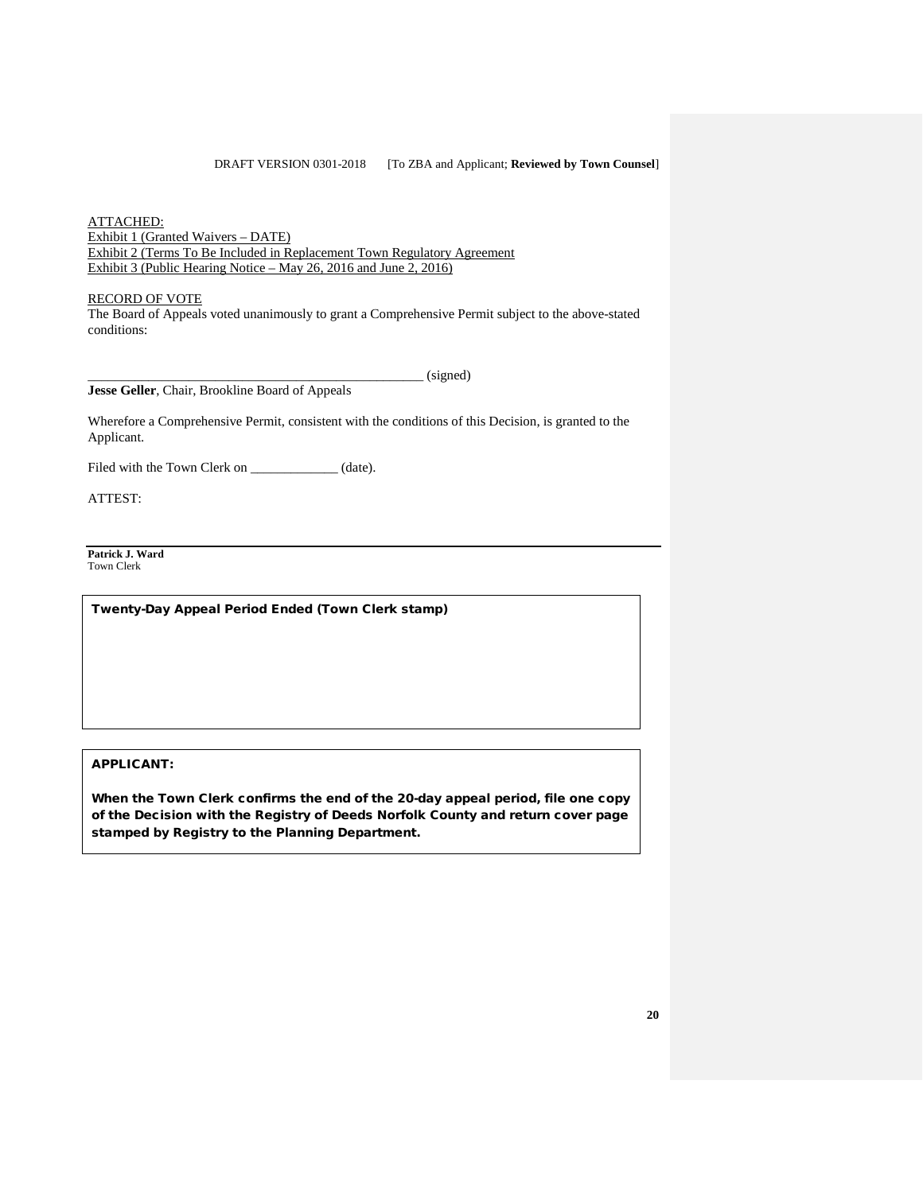ATTACHED:
Exhibit 1 (Granted Waivers – DATE)
Exhibit 2 (Terms To Be Included in Replacement Town Regulatory Agreement
Exhibit 3 (Public Hearing Notice – May 26, 2016 and June 2, 2016)

RECORD OF VOTE
The Board of Appeals voted unanimously to grant a Comprehensive Permit subject to the above-stated conditions:

___________________________________________________ (signed)
**Jesse Geller**, Chair, Brookline Board of Appeals

Wherefore a Comprehensive Permit, consistent with the conditions of this Decision, is granted to the Applicant.

Filed with the Town Clerk on _____________ (date).

ATTEST:

**Patrick J. Ward**
Town Clerk

**Twenty-Day Appeal Period Ended (Town Clerk stamp)**

**APPLICANT:**

**When the Town Clerk confirms the end of the 20-day appeal period, file one copy of the Decision with the Registry of Deeds Norfolk County and return cover page stamped by Registry to the Planning Department.**